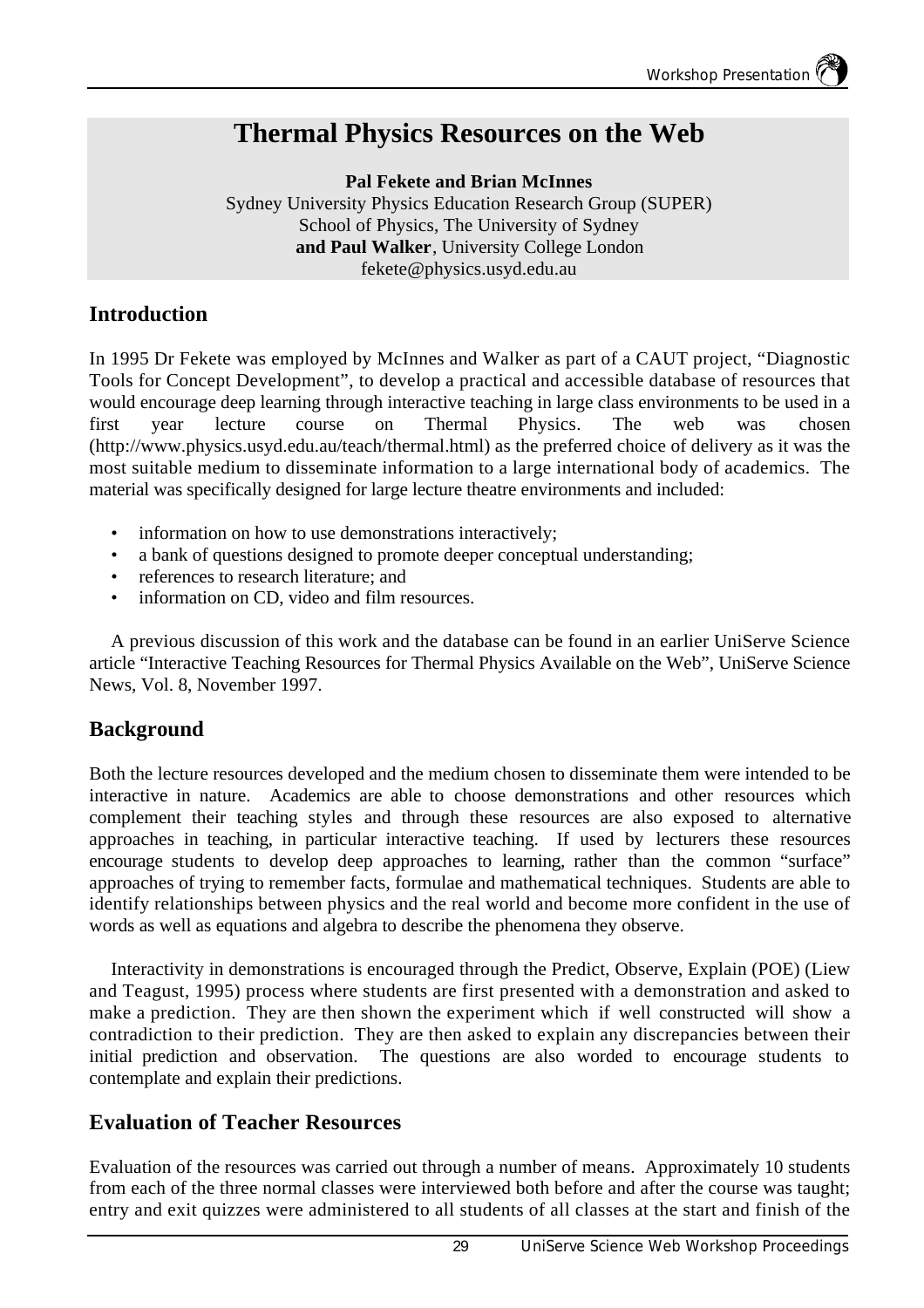# Thermal Physics Resources on the Web

**Pal Fekete and Brian McInnes**
Sydney University Physics Education Research Group (SUPER)
School of Physics, The University of Sydney
**and Paul Walker**, University College London
fekete@physics.usyd.edu.au

## Introduction

In 1995 Dr Fekete was employed by McInnes and Walker as part of a CAUT project, "Diagnostic Tools for Concept Development", to develop a practical and accessible database of resources that would encourage deep learning through interactive teaching in large class environments to be used in a first year lecture course on Thermal Physics. The web was chosen (http://www.physics.usyd.edu.au/teach/thermal.html) as the preferred choice of delivery as it was the most suitable medium to disseminate information to a large international body of academics. The material was specifically designed for large lecture theatre environments and included:

- information on how to use demonstrations interactively;
- a bank of questions designed to promote deeper conceptual understanding;
- references to research literature; and
- information on CD, video and film resources.

A previous discussion of this work and the database can be found in an earlier UniServe Science article "Interactive Teaching Resources for Thermal Physics Available on the Web", UniServe Science News, Vol. 8, November 1997.

## Background

Both the lecture resources developed and the medium chosen to disseminate them were intended to be interactive in nature. Academics are able to choose demonstrations and other resources which complement their teaching styles and through these resources are also exposed to alternative approaches in teaching, in particular interactive teaching. If used by lecturers these resources encourage students to develop deep approaches to learning, rather than the common "surface" approaches of trying to remember facts, formulae and mathematical techniques. Students are able to identify relationships between physics and the real world and become more confident in the use of words as well as equations and algebra to describe the phenomena they observe.

Interactivity in demonstrations is encouraged through the Predict, Observe, Explain (POE) (Liew and Teagust, 1995) process where students are first presented with a demonstration and asked to make a prediction. They are then shown the experiment which if well constructed will show a contradiction to their prediction. They are then asked to explain any discrepancies between their initial prediction and observation. The questions are also worded to encourage students to contemplate and explain their predictions.

## Evaluation of Teacher Resources

Evaluation of the resources was carried out through a number of means. Approximately 10 students from each of the three normal classes were interviewed both before and after the course was taught; entry and exit quizzes were administered to all students of all classes at the start and finish of the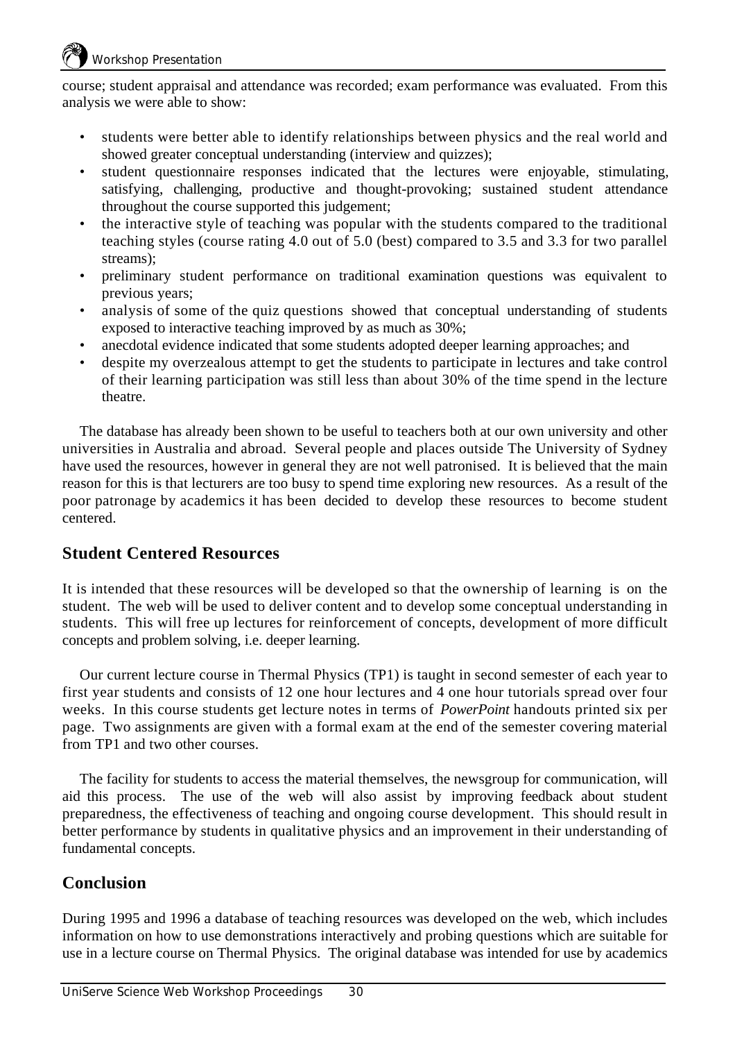course; student appraisal and attendance was recorded; exam performance was evaluated. From this analysis we were able to show:

- students were better able to identify relationships between physics and the real world and showed greater conceptual understanding (interview and quizzes);
- student questionnaire responses indicated that the lectures were enjoyable, stimulating, satisfying, challenging, productive and thought-provoking; sustained student attendance throughout the course supported this judgement;
- the interactive style of teaching was popular with the students compared to the traditional teaching styles (course rating 4.0 out of 5.0 (best) compared to 3.5 and 3.3 for two parallel streams);
- preliminary student performance on traditional examination questions was equivalent to previous years;
- analysis of some of the quiz questions showed that conceptual understanding of students exposed to interactive teaching improved by as much as 30%;
- anecdotal evidence indicated that some students adopted deeper learning approaches; and
- despite my overzealous attempt to get the students to participate in lectures and take control of their learning participation was still less than about 30% of the time spend in the lecture theatre.

The database has already been shown to be useful to teachers both at our own university and other universities in Australia and abroad. Several people and places outside The University of Sydney have used the resources, however in general they are not well patronised. It is believed that the main reason for this is that lecturers are too busy to spend time exploring new resources. As a result of the poor patronage by academics it has been decided to develop these resources to become student centered.

## Student Centered Resources

It is intended that these resources will be developed so that the ownership of learning is on the student. The web will be used to deliver content and to develop some conceptual understanding in students. This will free up lectures for reinforcement of concepts, development of more difficult concepts and problem solving, i.e. deeper learning.

Our current lecture course in Thermal Physics (TP1) is taught in second semester of each year to first year students and consists of 12 one hour lectures and 4 one hour tutorials spread over four weeks. In this course students get lecture notes in terms of *PowerPoint* handouts printed six per page. Two assignments are given with a formal exam at the end of the semester covering material from TP1 and two other courses.

The facility for students to access the material themselves, the newsgroup for communication, will aid this process. The use of the web will also assist by improving feedback about student preparedness, the effectiveness of teaching and ongoing course development. This should result in better performance by students in qualitative physics and an improvement in their understanding of fundamental concepts.

## Conclusion

During 1995 and 1996 a database of teaching resources was developed on the web, which includes information on how to use demonstrations interactively and probing questions which are suitable for use in a lecture course on Thermal Physics. The original database was intended for use by academics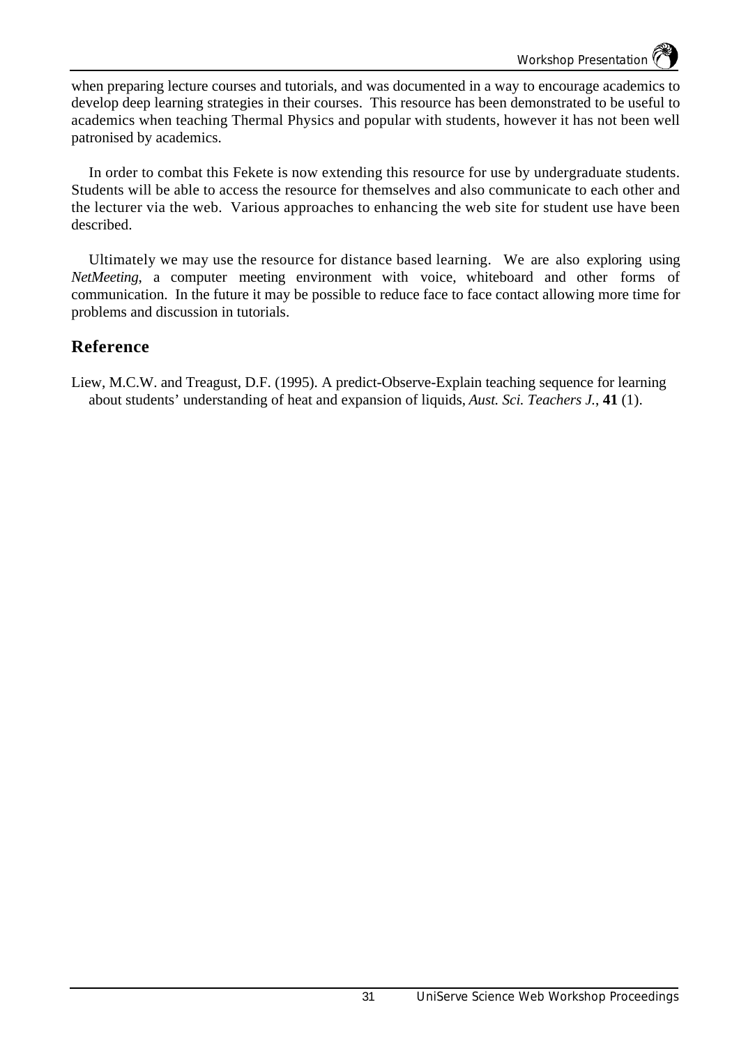when preparing lecture courses and tutorials, and was documented in a way to encourage academics to develop deep learning strategies in their courses. This resource has been demonstrated to be useful to academics when teaching Thermal Physics and popular with students, however it has not been well patronised by academics.

In order to combat this Fekete is now extending this resource for use by undergraduate students. Students will be able to access the resource for themselves and also communicate to each other and the lecturer via the web. Various approaches to enhancing the web site for student use have been described.

Ultimately we may use the resource for distance based learning. We are also exploring using *NetMeeting*, a computer meeting environment with voice, whiteboard and other forms of communication. In the future it may be possible to reduce face to face contact allowing more time for problems and discussion in tutorials.

## Reference

Liew, M.C.W. and Treagust, D.F. (1995). A predict-Observe-Explain teaching sequence for learning about students' understanding of heat and expansion of liquids, *Aust. Sci. Teachers J.*, **41** (1).